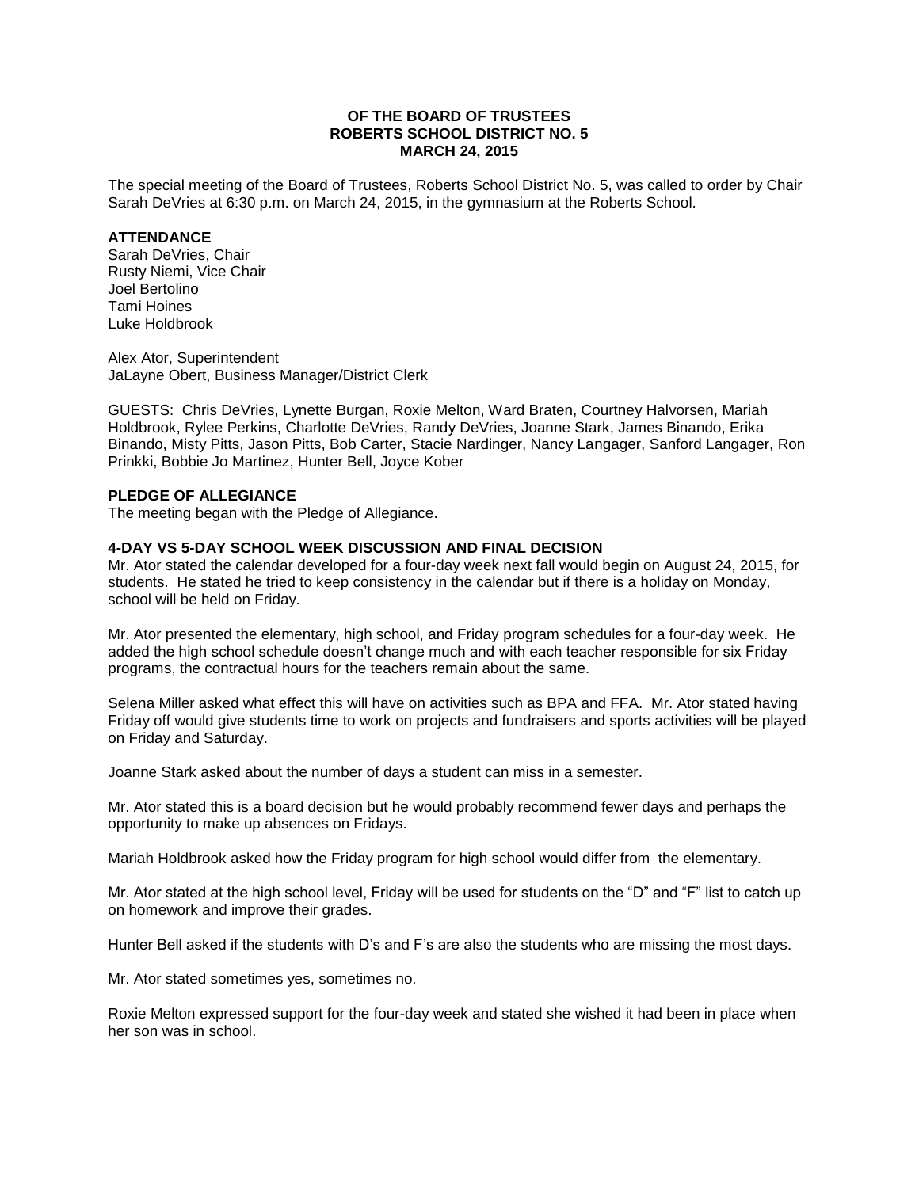**OF THE BOARD OF TRUSTEES**
**ROBERTS SCHOOL DISTRICT NO. 5**
**MARCH 24, 2015**

The special meeting of the Board of Trustees, Roberts School District No. 5, was called to order by Chair Sarah DeVries at 6:30 p.m. on March 24, 2015, in the gymnasium at the Roberts School.

**ATTENDANCE**

Sarah DeVries, Chair
Rusty Niemi, Vice Chair
Joel Bertolino
Tami Hoines
Luke Holdbrook

Alex Ator, Superintendent
JaLayne Obert, Business Manager/District Clerk

GUESTS: Chris DeVries, Lynette Burgan, Roxie Melton, Ward Braten, Courtney Halvorsen, Mariah Holdbrook, Rylee Perkins, Charlotte DeVries, Randy DeVries, Joanne Stark, James Binando, Erika Binando, Misty Pitts, Jason Pitts, Bob Carter, Stacie Nardinger, Nancy Langager, Sanford Langager, Ron Prinkki, Bobbie Jo Martinez, Hunter Bell, Joyce Kober

**PLEDGE OF ALLEGIANCE**

The meeting began with the Pledge of Allegiance.

**4-DAY VS 5-DAY SCHOOL WEEK DISCUSSION AND FINAL DECISION**

Mr. Ator stated the calendar developed for a four-day week next fall would begin on August 24, 2015, for students. He stated he tried to keep consistency in the calendar but if there is a holiday on Monday, school will be held on Friday.

Mr. Ator presented the elementary, high school, and Friday program schedules for a four-day week. He added the high school schedule doesn't change much and with each teacher responsible for six Friday programs, the contractual hours for the teachers remain about the same.

Selena Miller asked what effect this will have on activities such as BPA and FFA. Mr. Ator stated having Friday off would give students time to work on projects and fundraisers and sports activities will be played on Friday and Saturday.

Joanne Stark asked about the number of days a student can miss in a semester.

Mr. Ator stated this is a board decision but he would probably recommend fewer days and perhaps the opportunity to make up absences on Fridays.

Mariah Holdbrook asked how the Friday program for high school would differ from the elementary.

Mr. Ator stated at the high school level, Friday will be used for students on the "D" and "F" list to catch up on homework and improve their grades.

Hunter Bell asked if the students with D's and F's are also the students who are missing the most days.

Mr. Ator stated sometimes yes, sometimes no.

Roxie Melton expressed support for the four-day week and stated she wished it had been in place when her son was in school.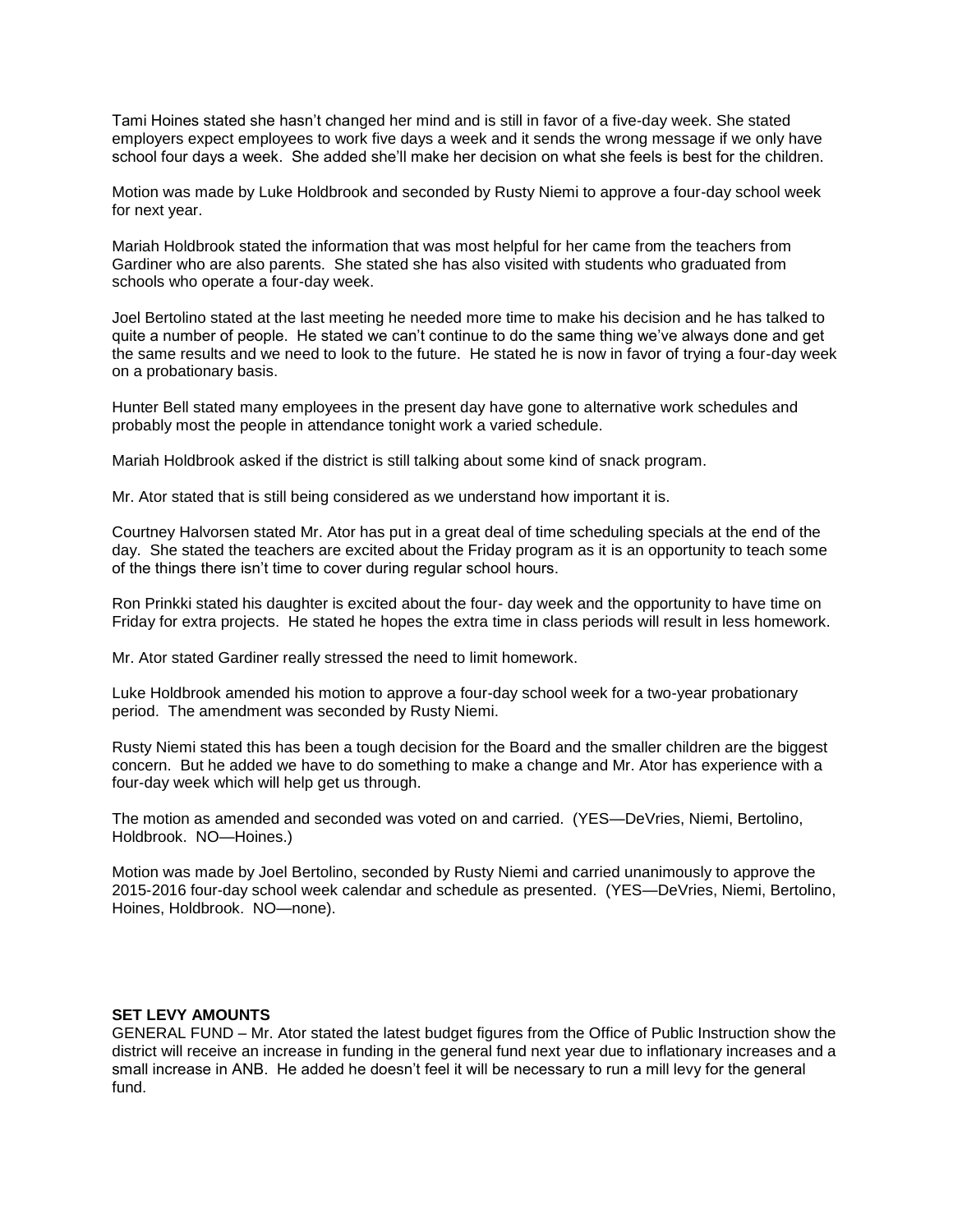Tami Hoines stated she hasn't changed her mind and is still in favor of a five-day week. She stated employers expect employees to work five days a week and it sends the wrong message if we only have school four days a week. She added she'll make her decision on what she feels is best for the children.

Motion was made by Luke Holdbrook and seconded by Rusty Niemi to approve a four-day school week for next year.

Mariah Holdbrook stated the information that was most helpful for her came from the teachers from Gardiner who are also parents. She stated she has also visited with students who graduated from schools who operate a four-day week.

Joel Bertolino stated at the last meeting he needed more time to make his decision and he has talked to quite a number of people. He stated we can't continue to do the same thing we've always done and get the same results and we need to look to the future. He stated he is now in favor of trying a four-day week on a probationary basis.

Hunter Bell stated many employees in the present day have gone to alternative work schedules and probably most the people in attendance tonight work a varied schedule.

Mariah Holdbrook asked if the district is still talking about some kind of snack program.

Mr. Ator stated that is still being considered as we understand how important it is.

Courtney Halvorsen stated Mr. Ator has put in a great deal of time scheduling specials at the end of the day. She stated the teachers are excited about the Friday program as it is an opportunity to teach some of the things there isn't time to cover during regular school hours.

Ron Prinkki stated his daughter is excited about the four- day week and the opportunity to have time on Friday for extra projects. He stated he hopes the extra time in class periods will result in less homework.

Mr. Ator stated Gardiner really stressed the need to limit homework.

Luke Holdbrook amended his motion to approve a four-day school week for a two-year probationary period. The amendment was seconded by Rusty Niemi.

Rusty Niemi stated this has been a tough decision for the Board and the smaller children are the biggest concern. But he added we have to do something to make a change and Mr. Ator has experience with a four-day week which will help get us through.

The motion as amended and seconded was voted on and carried. (YES—DeVries, Niemi, Bertolino, Holdbrook. NO—Hoines.)

Motion was made by Joel Bertolino, seconded by Rusty Niemi and carried unanimously to approve the 2015-2016 four-day school week calendar and schedule as presented. (YES—DeVries, Niemi, Bertolino, Hoines, Holdbrook. NO—none).

**SET LEVY AMOUNTS**

GENERAL FUND – Mr. Ator stated the latest budget figures from the Office of Public Instruction show the district will receive an increase in funding in the general fund next year due to inflationary increases and a small increase in ANB. He added he doesn't feel it will be necessary to run a mill levy for the general fund.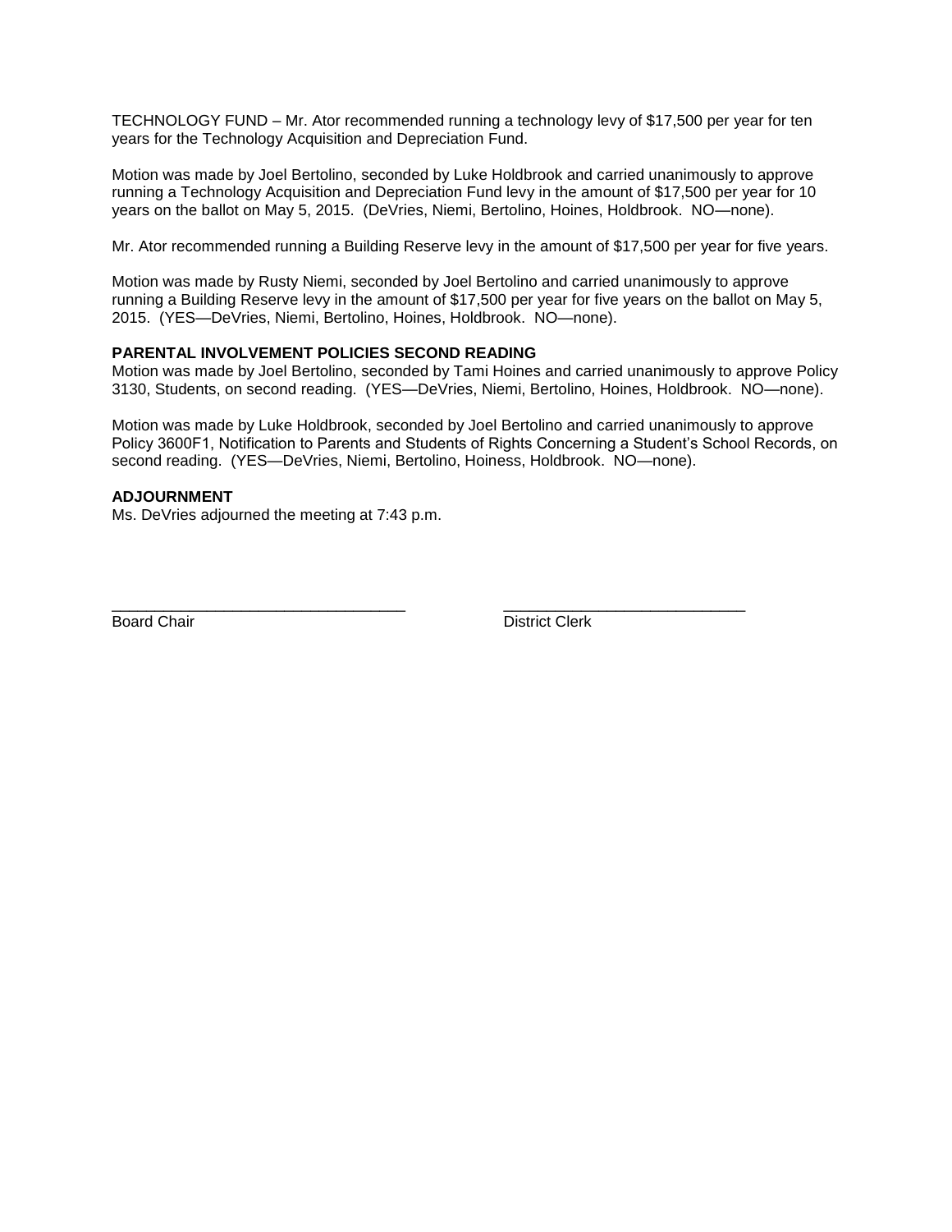TECHNOLOGY FUND – Mr. Ator recommended running a technology levy of $17,500 per year for ten years for the Technology Acquisition and Depreciation Fund.

Motion was made by Joel Bertolino, seconded by Luke Holdbrook and carried unanimously to approve running a Technology Acquisition and Depreciation Fund levy in the amount of $17,500 per year for 10 years on the ballot on May 5, 2015. (DeVries, Niemi, Bertolino, Hoines, Holdbrook. NO—none).

Mr. Ator recommended running a Building Reserve levy in the amount of $17,500 per year for five years.

Motion was made by Rusty Niemi, seconded by Joel Bertolino and carried unanimously to approve running a Building Reserve levy in the amount of $17,500 per year for five years on the ballot on May 5, 2015. (YES—DeVries, Niemi, Bertolino, Hoines, Holdbrook. NO—none).

**PARENTAL INVOLVEMENT POLICIES SECOND READING**

Motion was made by Joel Bertolino, seconded by Tami Hoines and carried unanimously to approve Policy 3130, Students, on second reading. (YES—DeVries, Niemi, Bertolino, Hoines, Holdbrook. NO—none).

Motion was made by Luke Holdbrook, seconded by Joel Bertolino and carried unanimously to approve Policy 3600F1, Notification to Parents and Students of Rights Concerning a Student's School Records, on second reading. (YES—DeVries, Niemi, Bertolino, Hoiness, Holdbrook. NO—none).

**ADJOURNMENT**

Ms. DeVries adjourned the meeting at 7:43 p.m.

\_\_\_\_\_\_\_\_\_\_\_\_\_\_\_\_\_\_\_\_\_\_\_\_\_\_\_\_\_\_\_\_\_\_\_
Board Chair

\_\_\_\_\_\_\_\_\_\_\_\_\_\_\_\_\_\_\_\_\_\_\_\_\_\_\_\_\_\_\_\_
District Clerk